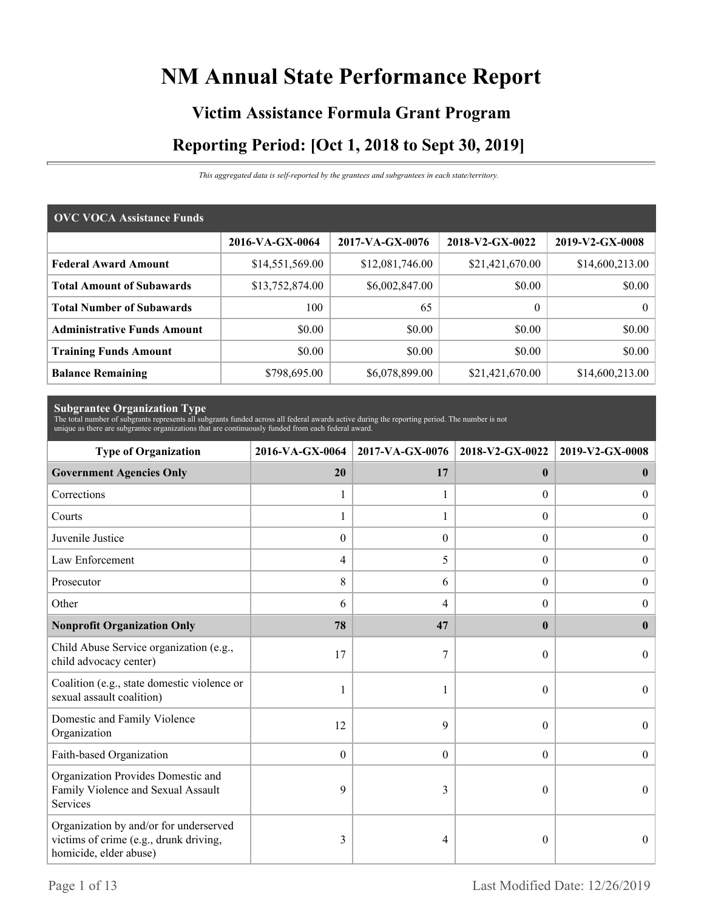# NM Annual State Performance Report

## Victim Assistance Formula Grant Program

## Reporting Period: [Oct 1, 2018 to Sept 30, 2019]

*This aggregated data is self-reported by the grantees and subgrantees in each state/territory.*

| OVC VOCA Assistance Funds | | | | |
|---|---|---|---|---|
| | **2016-VA-GX-0064** | **2017-VA-GX-0076** | **2018-V2-GX-0022** | **2019-V2-GX-0008** |
| **Federal Award Amount** | $14,551,569.00 | $12,081,746.00 | $21,421,670.00 | $14,600,213.00 |
| **Total Amount of Subawards** | $13,752,874.00 | $6,002,847.00 | $0.00 | $0.00 |
| **Total Number of Subawards** | 100 | 65 | 0 | 0 |
| **Administrative Funds Amount** | $0.00 | $0.00 | $0.00 | $0.00 |
| **Training Funds Amount** | $0.00 | $0.00 | $0.00 | $0.00 |
| **Balance Remaining** | $798,695.00 | $6,078,899.00 | $21,421,670.00 | $14,600,213.00 |

**Subgrantee Organization Type**

The total number of subgrants represents all subgrants funded across all federal awards active during the reporting period. The number is not unique as there are subgrantee organizations that are continuously funded from each federal award.

| Type of Organization | 2016-VA-GX-0064 | 2017-VA-GX-0076 | 2018-V2-GX-0022 | 2019-V2-GX-0008 |
|---|---|---|---|---|
| **Government Agencies Only** | **20** | **17** | **0** | **0** |
| Corrections | 1 | 1 | 0 | 0 |
| Courts | 1 | 1 | 0 | 0 |
| Juvenile Justice | 0 | 0 | 0 | 0 |
| Law Enforcement | 4 | 5 | 0 | 0 |
| Prosecutor | 8 | 6 | 0 | 0 |
| Other | 6 | 4 | 0 | 0 |
| **Nonprofit Organization Only** | **78** | **47** | **0** | **0** |
| Child Abuse Service organization (e.g., child advocacy center) | 17 | 7 | 0 | 0 |
| Coalition (e.g., state domestic violence or sexual assault coalition) | 1 | 1 | 0 | 0 |
| Domestic and Family Violence Organization | 12 | 9 | 0 | 0 |
| Faith-based Organization | 0 | 0 | 0 | 0 |
| Organization Provides Domestic and Family Violence and Sexual Assault Services | 9 | 3 | 0 | 0 |
| Organization by and/or for underserved victims of crime (e.g., drunk driving, homicide, elder abuse) | 3 | 4 | 0 | 0 |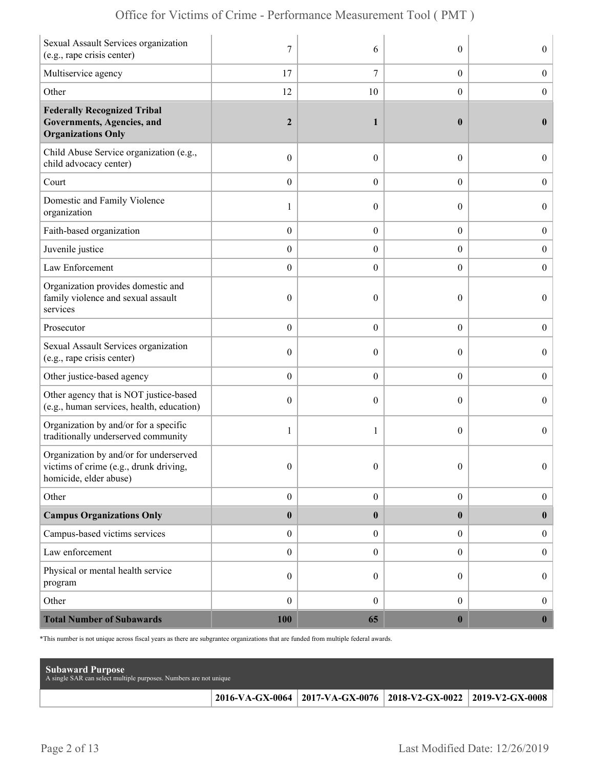| | | | | |
|---|---|---|---|---|
| Sexual Assault Services organization (e.g., rape crisis center) | 7 | 6 | 0 | 0 |
| Multiservice agency | 17 | 7 | 0 | 0 |
| Other | 12 | 10 | 0 | 0 |
| **Federally Recognized Tribal Governments, Agencies, and Organizations Only** | **2** | **1** | **0** | **0** |
| Child Abuse Service organization (e.g., child advocacy center) | 0 | 0 | 0 | 0 |
| Court | 0 | 0 | 0 | 0 |
| Domestic and Family Violence organization | 1 | 0 | 0 | 0 |
| Faith-based organization | 0 | 0 | 0 | 0 |
| Juvenile justice | 0 | 0 | 0 | 0 |
| Law Enforcement | 0 | 0 | 0 | 0 |
| Organization provides domestic and family violence and sexual assault services | 0 | 0 | 0 | 0 |
| Prosecutor | 0 | 0 | 0 | 0 |
| Sexual Assault Services organization (e.g., rape crisis center) | 0 | 0 | 0 | 0 |
| Other justice-based agency | 0 | 0 | 0 | 0 |
| Other agency that is NOT justice-based (e.g., human services, health, education) | 0 | 0 | 0 | 0 |
| Organization by and/or for a specific traditionally underserved community | 1 | 1 | 0 | 0 |
| Organization by and/or for underserved victims of crime (e.g., drunk driving, homicide, elder abuse) | 0 | 0 | 0 | 0 |
| Other | 0 | 0 | 0 | 0 |
| **Campus Organizations Only** | **0** | **0** | **0** | **0** |
| Campus-based victims services | 0 | 0 | 0 | 0 |
| Law enforcement | 0 | 0 | 0 | 0 |
| Physical or mental health service program | 0 | 0 | 0 | 0 |
| Other | 0 | 0 | 0 | 0 |
| **Total Number of Subawards** | **100** | **65** | **0** | **0** |

*This number is not unique across fiscal years as there are subgrantee organizations that are funded from multiple federal awards.

**Subaward Purpose**
A single SAR can select multiple purposes. Numbers are not unique

| | 2016-VA-GX-0064 | 2017-VA-GX-0076 | 2018-V2-GX-0022 | 2019-V2-GX-0008 |
|---|---|---|---|---|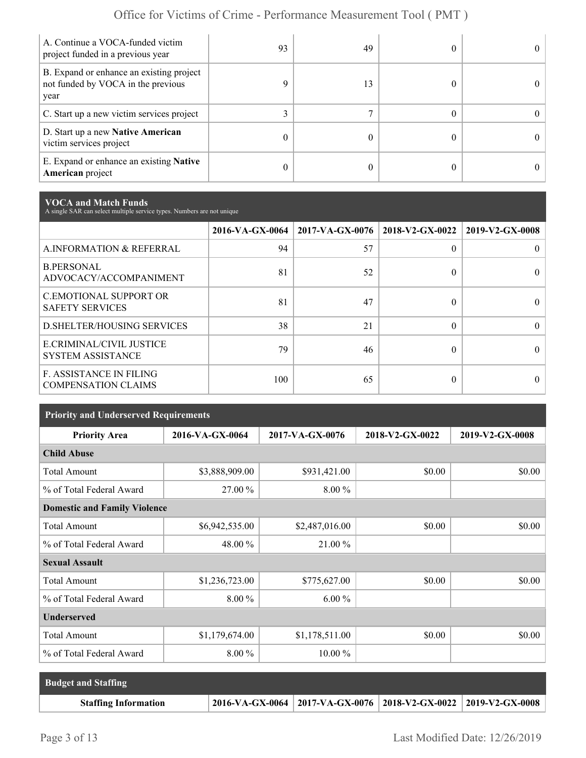| | | | | |
|---|---|---|---|---|
| A. Continue a VOCA-funded victim project funded in a previous year | 93 | 49 | 0 | 0 |
| B. Expand or enhance an existing project not funded by VOCA in the previous year | 9 | 13 | 0 | 0 |
| C. Start up a new victim services project | 3 | 7 | 0 | 0 |
| D. Start up a new **Native American** victim services project | 0 | 0 | 0 | 0 |
| E. Expand or enhance an existing **Native American** project | 0 | 0 | 0 | 0 |

**VOCA and Match Funds**

A single SAR can select multiple service types. Numbers are not unique

| | 2016-VA-GX-0064 | 2017-VA-GX-0076 | 2018-V2-GX-0022 | 2019-V2-GX-0008 |
|---|---|---|---|---|
| A.INFORMATION & REFERRAL | 94 | 57 | 0 | 0 |
| B.PERSONAL ADVOCACY/ACCOMPANIMENT | 81 | 52 | 0 | 0 |
| C.EMOTIONAL SUPPORT OR SAFETY SERVICES | 81 | 47 | 0 | 0 |
| D.SHELTER/HOUSING SERVICES | 38 | 21 | 0 | 0 |
| E.CRIMINAL/CIVIL JUSTICE SYSTEM ASSISTANCE | 79 | 46 | 0 | 0 |
| F. ASSISTANCE IN FILING COMPENSATION CLAIMS | 100 | 65 | 0 | 0 |

**Priority and Underserved Requirements**

| Priority Area | 2016-VA-GX-0064 | 2017-VA-GX-0076 | 2018-V2-GX-0022 | 2019-V2-GX-0008 |
|---|---|---|---|---|
| **Child Abuse** | | | | |
| Total Amount | $3,888,909.00 | $931,421.00 | $0.00 | $0.00 |
| % of Total Federal Award | 27.00 % | 8.00 % | | |
| **Domestic and Family Violence** | | | | |
| Total Amount | $6,942,535.00 | $2,487,016.00 | $0.00 | $0.00 |
| % of Total Federal Award | 48.00 % | 21.00 % | | |
| **Sexual Assault** | | | | |
| Total Amount | $1,236,723.00 | $775,627.00 | $0.00 | $0.00 |
| % of Total Federal Award | 8.00 % | 6.00 % | | |
| **Underserved** | | | | |
| Total Amount | $1,179,674.00 | $1,178,511.00 | $0.00 | $0.00 |
| % of Total Federal Award | 8.00 % | 10.00 % | | |

**Budget and Staffing**

| Staffing Information | 2016-VA-GX-0064 | 2017-VA-GX-0076 | 2018-V2-GX-0022 | 2019-V2-GX-0008 |
|---|---|---|---|---|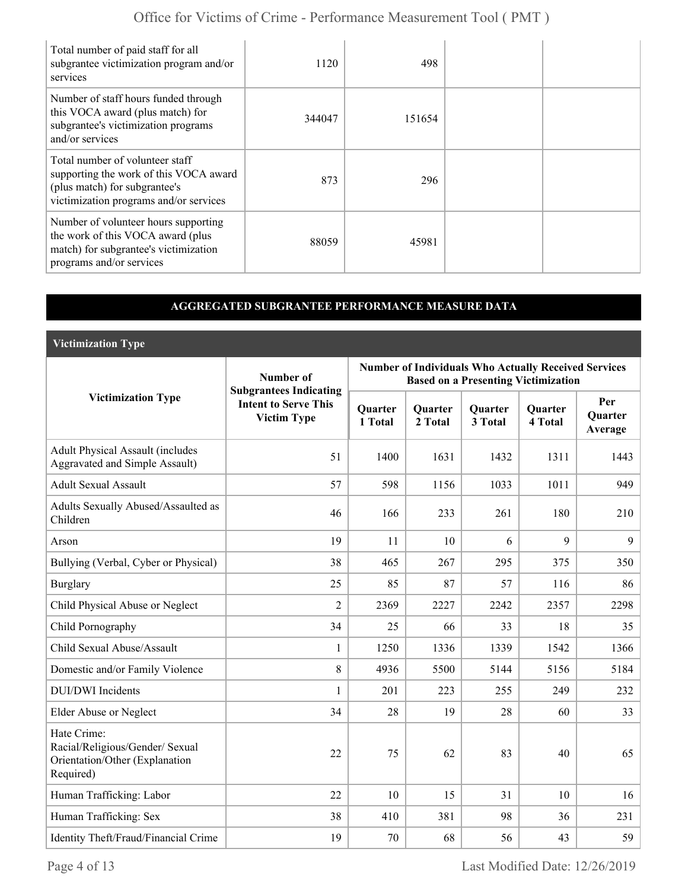| | | | | |
|---|---|---|---|---|
| Total number of paid staff for all subgrantee victimization program and/or services | 1120 | 498 | | |
| Number of staff hours funded through this VOCA award (plus match) for subgrantee's victimization programs and/or services | 344047 | 151654 | | |
| Total number of volunteer staff supporting the work of this VOCA award (plus match) for subgrantee's victimization programs and/or services | 873 | 296 | | |
| Number of volunteer hours supporting the work of this VOCA award (plus match) for subgrantee's victimization programs and/or services | 88059 | 45981 | | |

## AGGREGATED SUBGRANTEE PERFORMANCE MEASURE DATA

### Victimization Type

| Victimization Type | Number of Subgrantees Indicating Intent to Serve This Victim Type | Number of Individuals Who Actually Received Services Based on a Presenting Victimization | | | | |
|---|---|---|---|---|---|---|
| | | Quarter 1 Total | Quarter 2 Total | Quarter 3 Total | Quarter 4 Total | Per Quarter Average |
| Adult Physical Assault (includes Aggravated and Simple Assault) | 51 | 1400 | 1631 | 1432 | 1311 | 1443 |
| Adult Sexual Assault | 57 | 598 | 1156 | 1033 | 1011 | 949 |
| Adults Sexually Abused/Assaulted as Children | 46 | 166 | 233 | 261 | 180 | 210 |
| Arson | 19 | 11 | 10 | 6 | 9 | 9 |
| Bullying (Verbal, Cyber or Physical) | 38 | 465 | 267 | 295 | 375 | 350 |
| Burglary | 25 | 85 | 87 | 57 | 116 | 86 |
| Child Physical Abuse or Neglect | 2 | 2369 | 2227 | 2242 | 2357 | 2298 |
| Child Pornography | 34 | 25 | 66 | 33 | 18 | 35 |
| Child Sexual Abuse/Assault | 1 | 1250 | 1336 | 1339 | 1542 | 1366 |
| Domestic and/or Family Violence | 8 | 4936 | 5500 | 5144 | 5156 | 5184 |
| DUI/DWI Incidents | 1 | 201 | 223 | 255 | 249 | 232 |
| Elder Abuse or Neglect | 34 | 28 | 19 | 28 | 60 | 33 |
| Hate Crime: Racial/Religious/Gender/ Sexual Orientation/Other (Explanation Required) | 22 | 75 | 62 | 83 | 40 | 65 |
| Human Trafficking: Labor | 22 | 10 | 15 | 31 | 10 | 16 |
| Human Trafficking: Sex | 38 | 410 | 381 | 98 | 36 | 231 |
| Identity Theft/Fraud/Financial Crime | 19 | 70 | 68 | 56 | 43 | 59 |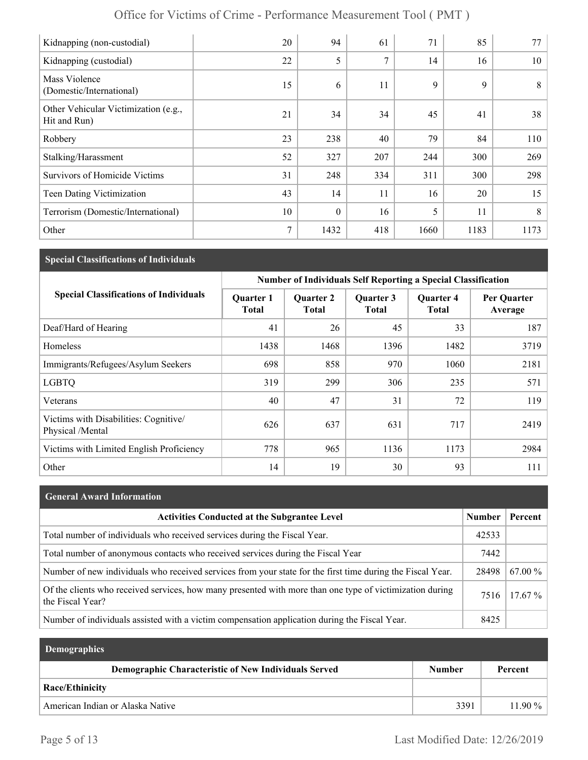| | | | | | | |
|---|---|---|---|---|---|---|
| Kidnapping (non-custodial) | 20 | 94 | 61 | 71 | 85 | 77 |
| Kidnapping (custodial) | 22 | 5 | 7 | 14 | 16 | 10 |
| Mass Violence (Domestic/International) | 15 | 6 | 11 | 9 | 9 | 8 |
| Other Vehicular Victimization (e.g., Hit and Run) | 21 | 34 | 34 | 45 | 41 | 38 |
| Robbery | 23 | 238 | 40 | 79 | 84 | 110 |
| Stalking/Harassment | 52 | 327 | 207 | 244 | 300 | 269 |
| Survivors of Homicide Victims | 31 | 248 | 334 | 311 | 300 | 298 |
| Teen Dating Victimization | 43 | 14 | 11 | 16 | 20 | 15 |
| Terrorism (Domestic/International) | 10 | 0 | 16 | 5 | 11 | 8 |
| Other | 7 | 1432 | 418 | 1660 | 1183 | 1173 |

## Special Classifications of Individuals

| Special Classifications of Individuals | Number of Individuals Self Reporting a Special Classification | | | | |
|---|---|---|---|---|---|
| | Quarter 1 Total | Quarter 2 Total | Quarter 3 Total | Quarter 4 Total | Per Quarter Average |
| Deaf/Hard of Hearing | 41 | 26 | 45 | 33 | 187 |
| Homeless | 1438 | 1468 | 1396 | 1482 | 3719 |
| Immigrants/Refugees/Asylum Seekers | 698 | 858 | 970 | 1060 | 2181 |
| LGBTQ | 319 | 299 | 306 | 235 | 571 |
| Veterans | 40 | 47 | 31 | 72 | 119 |
| Victims with Disabilities: Cognitive/ Physical /Mental | 626 | 637 | 631 | 717 | 2419 |
| Victims with Limited English Proficiency | 778 | 965 | 1136 | 1173 | 2984 |
| Other | 14 | 19 | 30 | 93 | 111 |

## General Award Information

| Activities Conducted at the Subgrantee Level | Number | Percent |
|---|---|---|
| Total number of individuals who received services during the Fiscal Year. | 42533 | |
| Total number of anonymous contacts who received services during the Fiscal Year | 7442 | |
| Number of new individuals who received services from your state for the first time during the Fiscal Year. | 28498 | 67.00 % |
| Of the clients who received services, how many presented with more than one type of victimization during the Fiscal Year? | 7516 | 17.67 % |
| Number of individuals assisted with a victim compensation application during the Fiscal Year. | 8425 | |

## Demographics

| Demographic Characteristic of New Individuals Served | Number | Percent |
|---|---|---|
| **Race/Ethinicity** | | |
| American Indian or Alaska Native | 3391 | 11.90 % |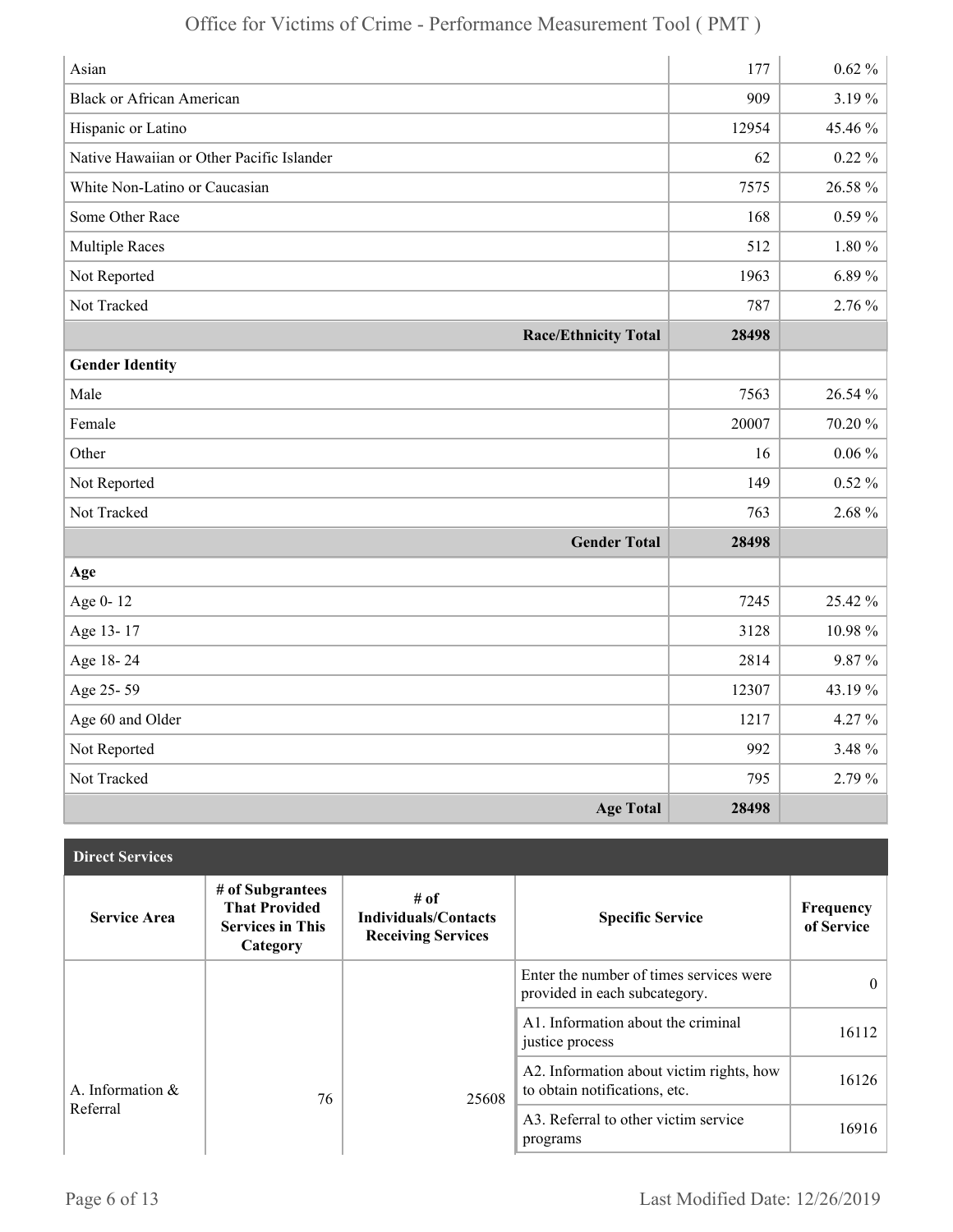| | | |
|---|---|---|
| Asian | 177 | 0.62 % |
| Black or African American | 909 | 3.19 % |
| Hispanic or Latino | 12954 | 45.46 % |
| Native Hawaiian or Other Pacific Islander | 62 | 0.22 % |
| White Non-Latino or Caucasian | 7575 | 26.58 % |
| Some Other Race | 168 | 0.59 % |
| Multiple Races | 512 | 1.80 % |
| Not Reported | 1963 | 6.89 % |
| Not Tracked | 787 | 2.76 % |
| **Race/Ethnicity Total** | **28498** | |
| **Gender Identity** | | |
| Male | 7563 | 26.54 % |
| Female | 20007 | 70.20 % |
| Other | 16 | 0.06 % |
| Not Reported | 149 | 0.52 % |
| Not Tracked | 763 | 2.68 % |
| **Gender Total** | **28498** | |
| **Age** | | |
| Age 0- 12 | 7245 | 25.42 % |
| Age 13- 17 | 3128 | 10.98 % |
| Age 18- 24 | 2814 | 9.87 % |
| Age 25- 59 | 12307 | 43.19 % |
| Age 60 and Older | 1217 | 4.27 % |
| Not Reported | 992 | 3.48 % |
| Not Tracked | 795 | 2.79 % |
| **Age Total** | **28498** | |

**Direct Services**

| Service Area | # of Subgrantees That Provided Services in This Category | # of Individuals/Contacts Receiving Services | Specific Service | Frequency of Service |
|---|---|---|---|---|
| A. Information & Referral | 76 | 25608 | Enter the number of times services were provided in each subcategory. | 0 |
| | | | A1. Information about the criminal justice process | 16112 |
| | | | A2. Information about victim rights, how to obtain notifications, etc. | 16126 |
| | | | A3. Referral to other victim service programs | 16916 |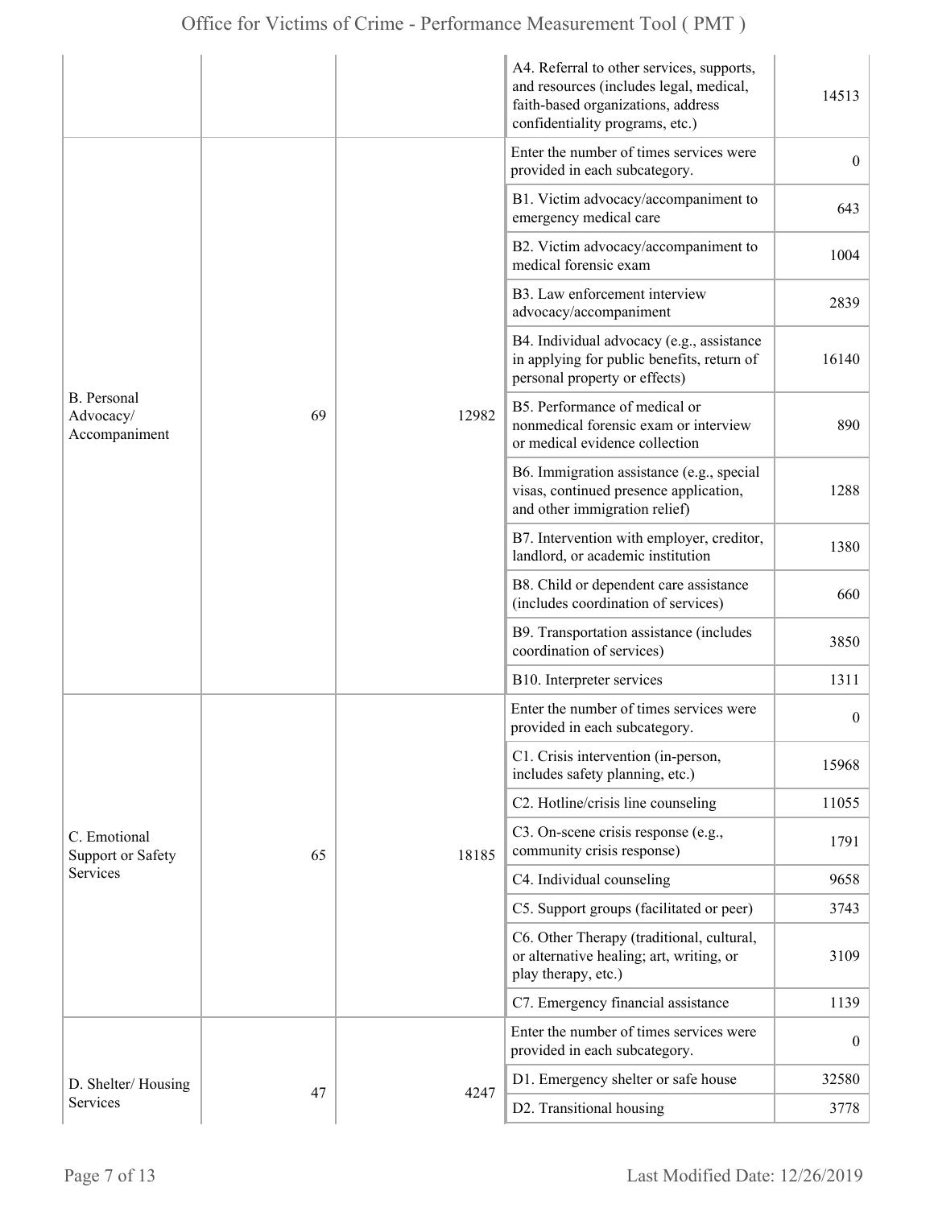| | | | | |
|---|---|---|---|---|
| | | | A4. Referral to other services, supports, and resources (includes legal, medical, faith-based organizations, address confidentiality programs, etc.) | 14513 |
| B. Personal Advocacy/ Accompaniment | 69 | 12982 | Enter the number of times services were provided in each subcategory. | 0 |
| | | | B1. Victim advocacy/accompaniment to emergency medical care | 643 |
| | | | B2. Victim advocacy/accompaniment to medical forensic exam | 1004 |
| | | | B3. Law enforcement interview advocacy/accompaniment | 2839 |
| | | | B4. Individual advocacy (e.g., assistance in applying for public benefits, return of personal property or effects) | 16140 |
| | | | B5. Performance of medical or nonmedical forensic exam or interview or medical evidence collection | 890 |
| | | | B6. Immigration assistance (e.g., special visas, continued presence application, and other immigration relief) | 1288 |
| | | | B7. Intervention with employer, creditor, landlord, or academic institution | 1380 |
| | | | B8. Child or dependent care assistance (includes coordination of services) | 660 |
| | | | B9. Transportation assistance (includes coordination of services) | 3850 |
| | | | B10. Interpreter services | 1311 |
| C. Emotional Support or Safety Services | 65 | 18185 | Enter the number of times services were provided in each subcategory. | 0 |
| | | | C1. Crisis intervention (in-person, includes safety planning, etc.) | 15968 |
| | | | C2. Hotline/crisis line counseling | 11055 |
| | | | C3. On-scene crisis response (e.g., community crisis response) | 1791 |
| | | | C4. Individual counseling | 9658 |
| | | | C5. Support groups (facilitated or peer) | 3743 |
| | | | C6. Other Therapy (traditional, cultural, or alternative healing; art, writing, or play therapy, etc.) | 3109 |
| | | | C7. Emergency financial assistance | 1139 |
| D. Shelter/ Housing Services | 47 | 4247 | Enter the number of times services were provided in each subcategory. | 0 |
| | | | D1. Emergency shelter or safe house | 32580 |
| | | | D2. Transitional housing | 3778 |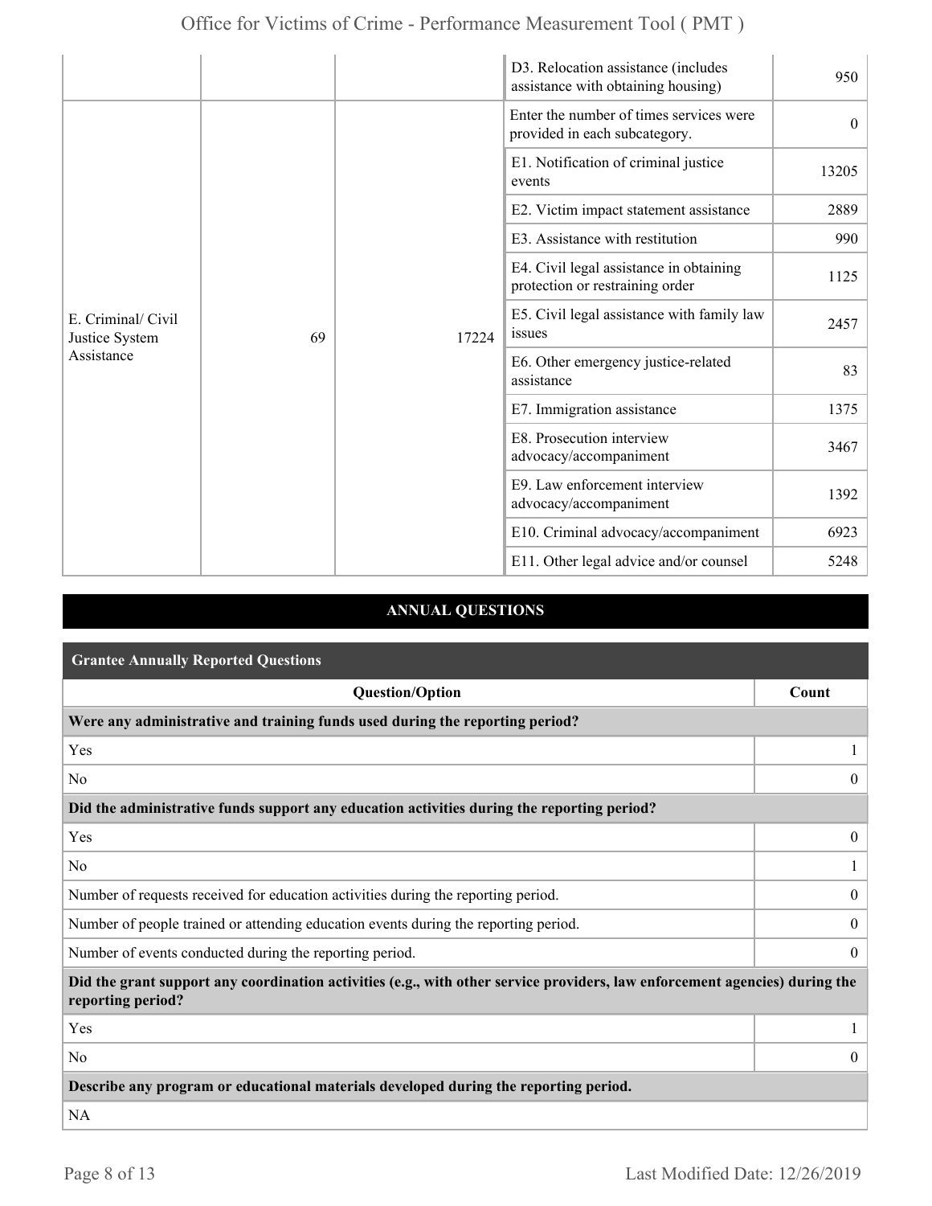| | | | | |
|---|---|---|---|---|
| | | | D3. Relocation assistance (includes assistance with obtaining housing) | 950 |
| E. Criminal/ Civil Justice System Assistance | 69 | 17224 | Enter the number of times services were provided in each subcategory. | 0 |
| | | | E1. Notification of criminal justice events | 13205 |
| | | | E2. Victim impact statement assistance | 2889 |
| | | | E3. Assistance with restitution | 990 |
| | | | E4. Civil legal assistance in obtaining protection or restraining order | 1125 |
| | | | E5. Civil legal assistance with family law issues | 2457 |
| | | | E6. Other emergency justice-related assistance | 83 |
| | | | E7. Immigration assistance | 1375 |
| | | | E8. Prosecution interview advocacy/accompaniment | 3467 |
| | | | E9. Law enforcement interview advocacy/accompaniment | 1392 |
| | | | E10. Criminal advocacy/accompaniment | 6923 |
| | | | E11. Other legal advice and/or counsel | 5248 |

## ANNUAL QUESTIONS

### Grantee Annually Reported Questions

| Question/Option | Count |
|---|---|
| **Were any administrative and training funds used during the reporting period?** | |
| Yes | 1 |
| No | 0 |
| **Did the administrative funds support any education activities during the reporting period?** | |
| Yes | 0 |
| No | 1 |
| Number of requests received for education activities during the reporting period. | 0 |
| Number of people trained or attending education events during the reporting period. | 0 |
| Number of events conducted during the reporting period. | 0 |
| **Did the grant support any coordination activities (e.g., with other service providers, law enforcement agencies) during the reporting period?** | |
| Yes | 1 |
| No | 0 |
| **Describe any program or educational materials developed during the reporting period.** | |
| NA | |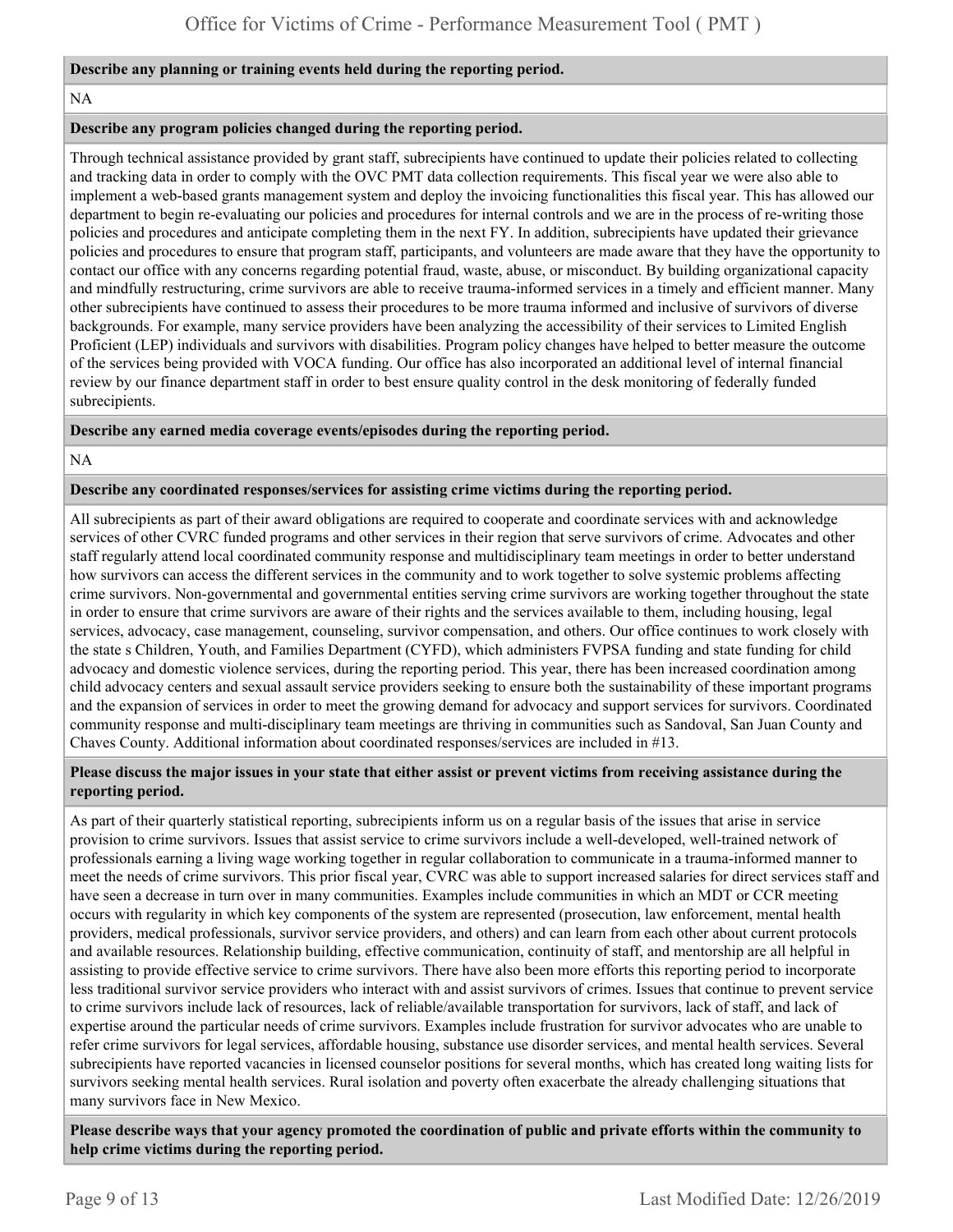**Describe any planning or training events held during the reporting period.**

NA

**Describe any program policies changed during the reporting period.**

Through technical assistance provided by grant staff, subrecipients have continued to update their policies related to collecting and tracking data in order to comply with the OVC PMT data collection requirements. This fiscal year we were also able to implement a web-based grants management system and deploy the invoicing functionalities this fiscal year. This has allowed our department to begin re-evaluating our policies and procedures for internal controls and we are in the process of re-writing those policies and procedures and anticipate completing them in the next FY. In addition, subrecipients have updated their grievance policies and procedures to ensure that program staff, participants, and volunteers are made aware that they have the opportunity to contact our office with any concerns regarding potential fraud, waste, abuse, or misconduct. By building organizational capacity and mindfully restructuring, crime survivors are able to receive trauma-informed services in a timely and efficient manner. Many other subrecipients have continued to assess their procedures to be more trauma informed and inclusive of survivors of diverse backgrounds. For example, many service providers have been analyzing the accessibility of their services to Limited English Proficient (LEP) individuals and survivors with disabilities. Program policy changes have helped to better measure the outcome of the services being provided with VOCA funding. Our office has also incorporated an additional level of internal financial review by our finance department staff in order to best ensure quality control in the desk monitoring of federally funded subrecipients.

**Describe any earned media coverage events/episodes during the reporting period.**

NA

**Describe any coordinated responses/services for assisting crime victims during the reporting period.**

All subrecipients as part of their award obligations are required to cooperate and coordinate services with and acknowledge services of other CVRC funded programs and other services in their region that serve survivors of crime. Advocates and other staff regularly attend local coordinated community response and multidisciplinary team meetings in order to better understand how survivors can access the different services in the community and to work together to solve systemic problems affecting crime survivors. Non-governmental and governmental entities serving crime survivors are working together throughout the state in order to ensure that crime survivors are aware of their rights and the services available to them, including housing, legal services, advocacy, case management, counseling, survivor compensation, and others. Our office continues to work closely with the state s Children, Youth, and Families Department (CYFD), which administers FVPSA funding and state funding for child advocacy and domestic violence services, during the reporting period. This year, there has been increased coordination among child advocacy centers and sexual assault service providers seeking to ensure both the sustainability of these important programs and the expansion of services in order to meet the growing demand for advocacy and support services for survivors. Coordinated community response and multi-disciplinary team meetings are thriving in communities such as Sandoval, San Juan County and Chaves County. Additional information about coordinated responses/services are included in #13.

**Please discuss the major issues in your state that either assist or prevent victims from receiving assistance during the reporting period.**

As part of their quarterly statistical reporting, subrecipients inform us on a regular basis of the issues that arise in service provision to crime survivors. Issues that assist service to crime survivors include a well-developed, well-trained network of professionals earning a living wage working together in regular collaboration to communicate in a trauma-informed manner to meet the needs of crime survivors. This prior fiscal year, CVRC was able to support increased salaries for direct services staff and have seen a decrease in turn over in many communities. Examples include communities in which an MDT or CCR meeting occurs with regularity in which key components of the system are represented (prosecution, law enforcement, mental health providers, medical professionals, survivor service providers, and others) and can learn from each other about current protocols and available resources. Relationship building, effective communication, continuity of staff, and mentorship are all helpful in assisting to provide effective service to crime survivors. There have also been more efforts this reporting period to incorporate less traditional survivor service providers who interact with and assist survivors of crimes. Issues that continue to prevent service to crime survivors include lack of resources, lack of reliable/available transportation for survivors, lack of staff, and lack of expertise around the particular needs of crime survivors. Examples include frustration for survivor advocates who are unable to refer crime survivors for legal services, affordable housing, substance use disorder services, and mental health services. Several subrecipients have reported vacancies in licensed counselor positions for several months, which has created long waiting lists for survivors seeking mental health services. Rural isolation and poverty often exacerbate the already challenging situations that many survivors face in New Mexico.

**Please describe ways that your agency promoted the coordination of public and private efforts within the community to help crime victims during the reporting period.**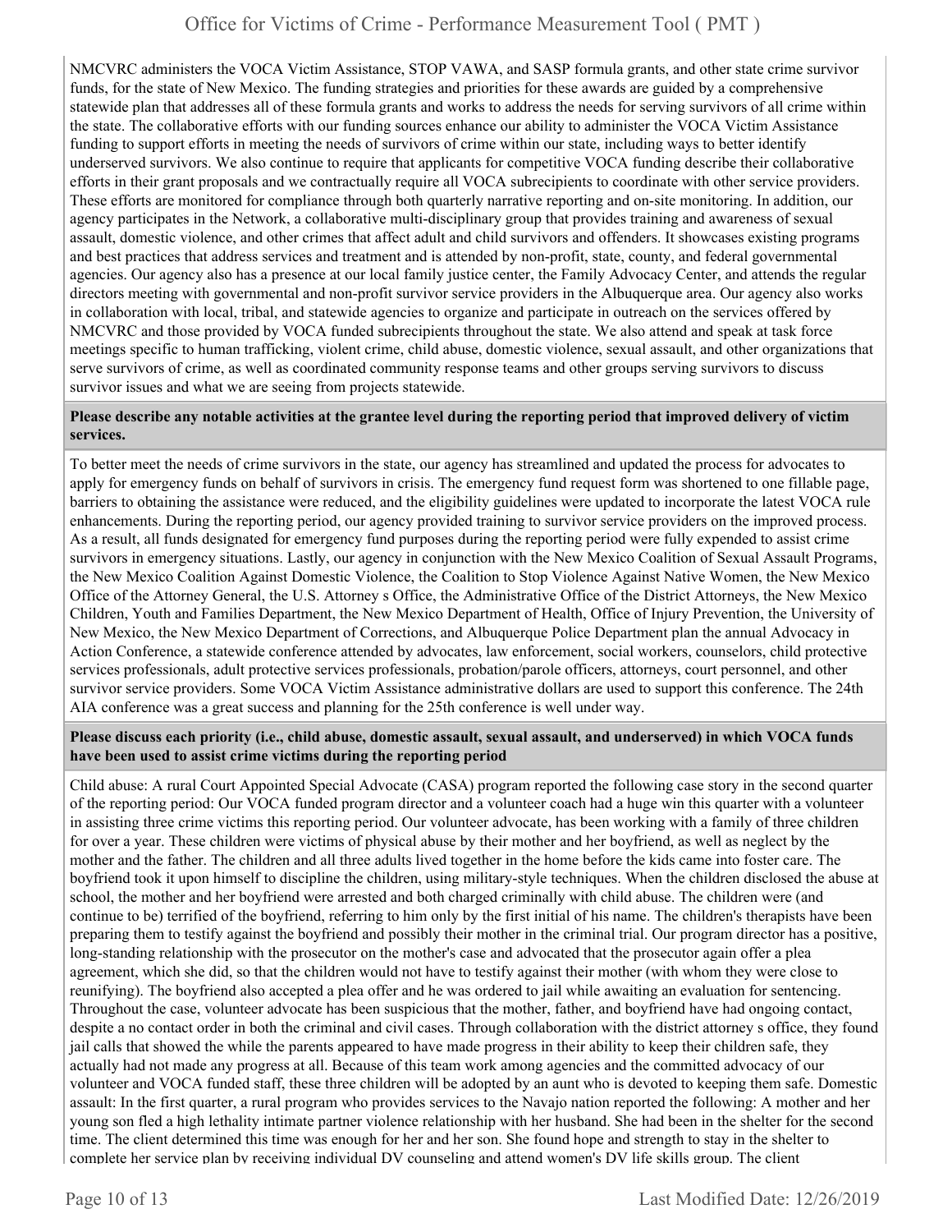NMCVRC administers the VOCA Victim Assistance, STOP VAWA, and SASP formula grants, and other state crime survivor funds, for the state of New Mexico. The funding strategies and priorities for these awards are guided by a comprehensive statewide plan that addresses all of these formula grants and works to address the needs for serving survivors of all crime within the state. The collaborative efforts with our funding sources enhance our ability to administer the VOCA Victim Assistance funding to support efforts in meeting the needs of survivors of crime within our state, including ways to better identify underserved survivors. We also continue to require that applicants for competitive VOCA funding describe their collaborative efforts in their grant proposals and we contractually require all VOCA subrecipients to coordinate with other service providers. These efforts are monitored for compliance through both quarterly narrative reporting and on-site monitoring. In addition, our agency participates in the Network, a collaborative multi-disciplinary group that provides training and awareness of sexual assault, domestic violence, and other crimes that affect adult and child survivors and offenders. It showcases existing programs and best practices that address services and treatment and is attended by non-profit, state, county, and federal governmental agencies. Our agency also has a presence at our local family justice center, the Family Advocacy Center, and attends the regular directors meeting with governmental and non-profit survivor service providers in the Albuquerque area. Our agency also works in collaboration with local, tribal, and statewide agencies to organize and participate in outreach on the services offered by NMCVRC and those provided by VOCA funded subrecipients throughout the state. We also attend and speak at task force meetings specific to human trafficking, violent crime, child abuse, domestic violence, sexual assault, and other organizations that serve survivors of crime, as well as coordinated community response teams and other groups serving survivors to discuss survivor issues and what we are seeing from projects statewide.

**Please describe any notable activities at the grantee level during the reporting period that improved delivery of victim services.**

To better meet the needs of crime survivors in the state, our agency has streamlined and updated the process for advocates to apply for emergency funds on behalf of survivors in crisis. The emergency fund request form was shortened to one fillable page, barriers to obtaining the assistance were reduced, and the eligibility guidelines were updated to incorporate the latest VOCA rule enhancements. During the reporting period, our agency provided training to survivor service providers on the improved process. As a result, all funds designated for emergency fund purposes during the reporting period were fully expended to assist crime survivors in emergency situations. Lastly, our agency in conjunction with the New Mexico Coalition of Sexual Assault Programs, the New Mexico Coalition Against Domestic Violence, the Coalition to Stop Violence Against Native Women, the New Mexico Office of the Attorney General, the U.S. Attorney s Office, the Administrative Office of the District Attorneys, the New Mexico Children, Youth and Families Department, the New Mexico Department of Health, Office of Injury Prevention, the University of New Mexico, the New Mexico Department of Corrections, and Albuquerque Police Department plan the annual Advocacy in Action Conference, a statewide conference attended by advocates, law enforcement, social workers, counselors, child protective services professionals, adult protective services professionals, probation/parole officers, attorneys, court personnel, and other survivor service providers. Some VOCA Victim Assistance administrative dollars are used to support this conference. The 24th AIA conference was a great success and planning for the 25th conference is well under way.

**Please discuss each priority (i.e., child abuse, domestic assault, sexual assault, and underserved) in which VOCA funds have been used to assist crime victims during the reporting period**

Child abuse: A rural Court Appointed Special Advocate (CASA) program reported the following case story in the second quarter of the reporting period: Our VOCA funded program director and a volunteer coach had a huge win this quarter with a volunteer in assisting three crime victims this reporting period. Our volunteer advocate, has been working with a family of three children for over a year. These children were victims of physical abuse by their mother and her boyfriend, as well as neglect by the mother and the father. The children and all three adults lived together in the home before the kids came into foster care. The boyfriend took it upon himself to discipline the children, using military-style techniques. When the children disclosed the abuse at school, the mother and her boyfriend were arrested and both charged criminally with child abuse. The children were (and continue to be) terrified of the boyfriend, referring to him only by the first initial of his name. The children's therapists have been preparing them to testify against the boyfriend and possibly their mother in the criminal trial. Our program director has a positive, long-standing relationship with the prosecutor on the mother's case and advocated that the prosecutor again offer a plea agreement, which she did, so that the children would not have to testify against their mother (with whom they were close to reunifying). The boyfriend also accepted a plea offer and he was ordered to jail while awaiting an evaluation for sentencing. Throughout the case, volunteer advocate has been suspicious that the mother, father, and boyfriend have had ongoing contact, despite a no contact order in both the criminal and civil cases. Through collaboration with the district attorney s office, they found jail calls that showed the while the parents appeared to have made progress in their ability to keep their children safe, they actually had not made any progress at all. Because of this team work among agencies and the committed advocacy of our volunteer and VOCA funded staff, these three children will be adopted by an aunt who is devoted to keeping them safe. Domestic assault: In the first quarter, a rural program who provides services to the Navajo nation reported the following: A mother and her young son fled a high lethality intimate partner violence relationship with her husband. She had been in the shelter for the second time. The client determined this time was enough for her and her son. She found hope and strength to stay in the shelter to complete her service plan by receiving individual DV counseling and attend women's DV life skills group. The client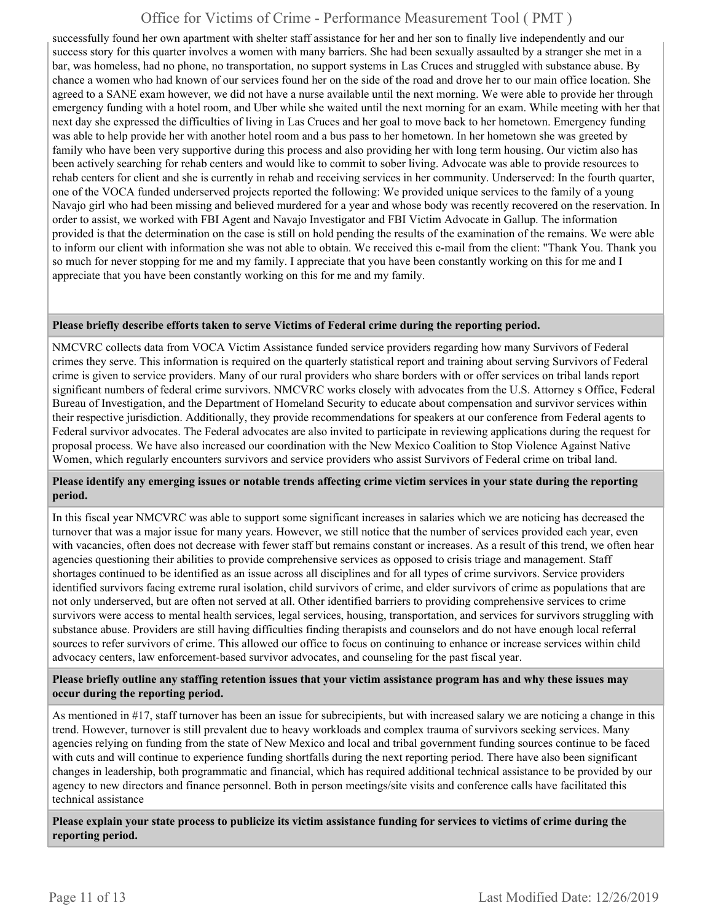successfully found her own apartment with shelter staff assistance for her and her son to finally live independently and our success story for this quarter involves a women with many barriers. She had been sexually assaulted by a stranger she met in a bar, was homeless, had no phone, no transportation, no support systems in Las Cruces and struggled with substance abuse. By chance a women who had known of our services found her on the side of the road and drove her to our main office location. She agreed to a SANE exam however, we did not have a nurse available until the next morning. We were able to provide her through emergency funding with a hotel room, and Uber while she waited until the next morning for an exam. While meeting with her that next day she expressed the difficulties of living in Las Cruces and her goal to move back to her hometown. Emergency funding was able to help provide her with another hotel room and a bus pass to her hometown. In her hometown she was greeted by family who have been very supportive during this process and also providing her with long term housing. Our victim also has been actively searching for rehab centers and would like to commit to sober living. Advocate was able to provide resources to rehab centers for client and she is currently in rehab and receiving services in her community. Underserved: In the fourth quarter, one of the VOCA funded underserved projects reported the following: We provided unique services to the family of a young Navajo girl who had been missing and believed murdered for a year and whose body was recently recovered on the reservation. In order to assist, we worked with FBI Agent and Navajo Investigator and FBI Victim Advocate in Gallup. The information provided is that the determination on the case is still on hold pending the results of the examination of the remains. We were able to inform our client with information she was not able to obtain. We received this e-mail from the client: "Thank You. Thank you so much for never stopping for me and my family. I appreciate that you have been constantly working on this for me and I appreciate that you have been constantly working on this for me and my family.

**Please briefly describe efforts taken to serve Victims of Federal crime during the reporting period.**

NMCVRC collects data from VOCA Victim Assistance funded service providers regarding how many Survivors of Federal crimes they serve. This information is required on the quarterly statistical report and training about serving Survivors of Federal crime is given to service providers. Many of our rural providers who share borders with or offer services on tribal lands report significant numbers of federal crime survivors. NMCVRC works closely with advocates from the U.S. Attorney s Office, Federal Bureau of Investigation, and the Department of Homeland Security to educate about compensation and survivor services within their respective jurisdiction. Additionally, they provide recommendations for speakers at our conference from Federal agents to Federal survivor advocates. The Federal advocates are also invited to participate in reviewing applications during the request for proposal process. We have also increased our coordination with the New Mexico Coalition to Stop Violence Against Native Women, which regularly encounters survivors and service providers who assist Survivors of Federal crime on tribal land.

**Please identify any emerging issues or notable trends affecting crime victim services in your state during the reporting period.**

In this fiscal year NMCVRC was able to support some significant increases in salaries which we are noticing has decreased the turnover that was a major issue for many years. However, we still notice that the number of services provided each year, even with vacancies, often does not decrease with fewer staff but remains constant or increases. As a result of this trend, we often hear agencies questioning their abilities to provide comprehensive services as opposed to crisis triage and management. Staff shortages continued to be identified as an issue across all disciplines and for all types of crime survivors. Service providers identified survivors facing extreme rural isolation, child survivors of crime, and elder survivors of crime as populations that are not only underserved, but are often not served at all. Other identified barriers to providing comprehensive services to crime survivors were access to mental health services, legal services, housing, transportation, and services for survivors struggling with substance abuse. Providers are still having difficulties finding therapists and counselors and do not have enough local referral sources to refer survivors of crime. This allowed our office to focus on continuing to enhance or increase services within child advocacy centers, law enforcement-based survivor advocates, and counseling for the past fiscal year.

**Please briefly outline any staffing retention issues that your victim assistance program has and why these issues may occur during the reporting period.**

As mentioned in #17, staff turnover has been an issue for subrecipients, but with increased salary we are noticing a change in this trend. However, turnover is still prevalent due to heavy workloads and complex trauma of survivors seeking services. Many agencies relying on funding from the state of New Mexico and local and tribal government funding sources continue to be faced with cuts and will continue to experience funding shortfalls during the next reporting period. There have also been significant changes in leadership, both programmatic and financial, which has required additional technical assistance to be provided by our agency to new directors and finance personnel. Both in person meetings/site visits and conference calls have facilitated this technical assistance

**Please explain your state process to publicize its victim assistance funding for services to victims of crime during the reporting period.**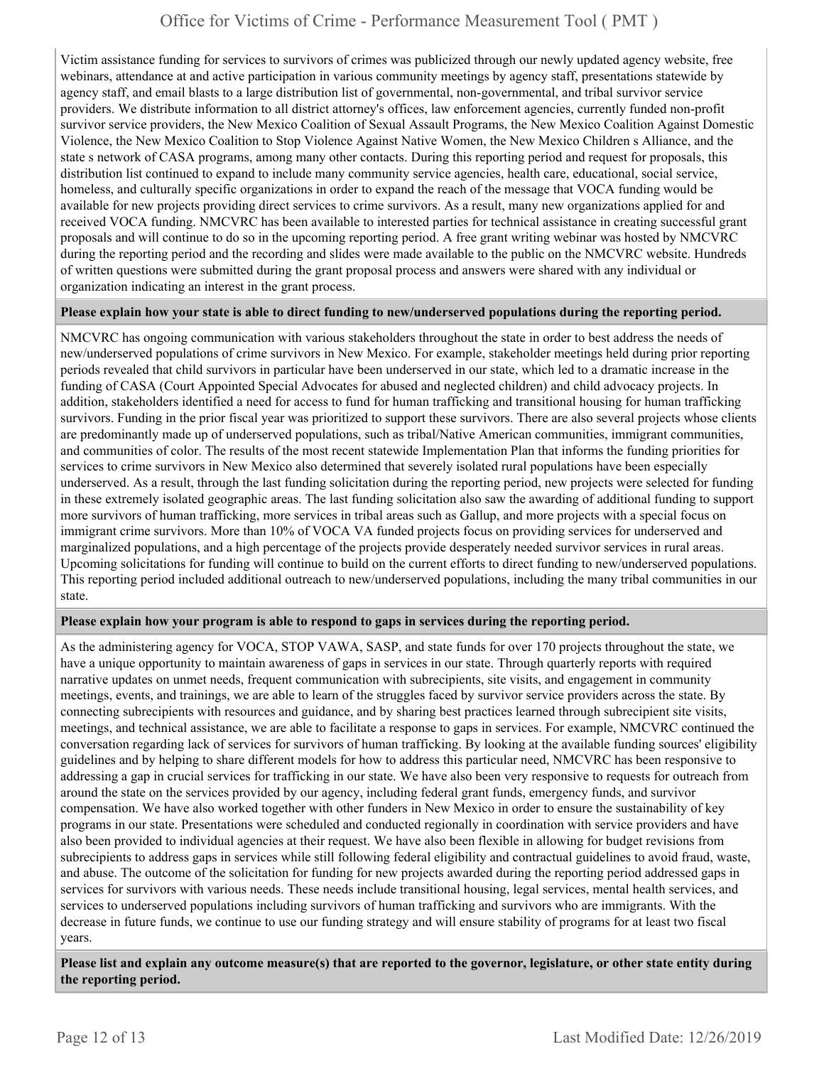Victim assistance funding for services to survivors of crimes was publicized through our newly updated agency website, free webinars, attendance at and active participation in various community meetings by agency staff, presentations statewide by agency staff, and email blasts to a large distribution list of governmental, non-governmental, and tribal survivor service providers. We distribute information to all district attorney's offices, law enforcement agencies, currently funded non-profit survivor service providers, the New Mexico Coalition of Sexual Assault Programs, the New Mexico Coalition Against Domestic Violence, the New Mexico Coalition to Stop Violence Against Native Women, the New Mexico Children s Alliance, and the state s network of CASA programs, among many other contacts. During this reporting period and request for proposals, this distribution list continued to expand to include many community service agencies, health care, educational, social service, homeless, and culturally specific organizations in order to expand the reach of the message that VOCA funding would be available for new projects providing direct services to crime survivors. As a result, many new organizations applied for and received VOCA funding. NMCVRC has been available to interested parties for technical assistance in creating successful grant proposals and will continue to do so in the upcoming reporting period. A free grant writing webinar was hosted by NMCVRC during the reporting period and the recording and slides were made available to the public on the NMCVRC website. Hundreds of written questions were submitted during the grant proposal process and answers were shared with any individual or organization indicating an interest in the grant process.

**Please explain how your state is able to direct funding to new/underserved populations during the reporting period.**

NMCVRC has ongoing communication with various stakeholders throughout the state in order to best address the needs of new/underserved populations of crime survivors in New Mexico. For example, stakeholder meetings held during prior reporting periods revealed that child survivors in particular have been underserved in our state, which led to a dramatic increase in the funding of CASA (Court Appointed Special Advocates for abused and neglected children) and child advocacy projects. In addition, stakeholders identified a need for access to fund for human trafficking and transitional housing for human trafficking survivors. Funding in the prior fiscal year was prioritized to support these survivors. There are also several projects whose clients are predominantly made up of underserved populations, such as tribal/Native American communities, immigrant communities, and communities of color. The results of the most recent statewide Implementation Plan that informs the funding priorities for services to crime survivors in New Mexico also determined that severely isolated rural populations have been especially underserved. As a result, through the last funding solicitation during the reporting period, new projects were selected for funding in these extremely isolated geographic areas. The last funding solicitation also saw the awarding of additional funding to support more survivors of human trafficking, more services in tribal areas such as Gallup, and more projects with a special focus on immigrant crime survivors. More than 10% of VOCA VA funded projects focus on providing services for underserved and marginalized populations, and a high percentage of the projects provide desperately needed survivor services in rural areas. Upcoming solicitations for funding will continue to build on the current efforts to direct funding to new/underserved populations. This reporting period included additional outreach to new/underserved populations, including the many tribal communities in our state.

**Please explain how your program is able to respond to gaps in services during the reporting period.**

As the administering agency for VOCA, STOP VAWA, SASP, and state funds for over 170 projects throughout the state, we have a unique opportunity to maintain awareness of gaps in services in our state. Through quarterly reports with required narrative updates on unmet needs, frequent communication with subrecipients, site visits, and engagement in community meetings, events, and trainings, we are able to learn of the struggles faced by survivor service providers across the state. By connecting subrecipients with resources and guidance, and by sharing best practices learned through subrecipient site visits, meetings, and technical assistance, we are able to facilitate a response to gaps in services. For example, NMCVRC continued the conversation regarding lack of services for survivors of human trafficking. By looking at the available funding sources' eligibility guidelines and by helping to share different models for how to address this particular need, NMCVRC has been responsive to addressing a gap in crucial services for trafficking in our state. We have also been very responsive to requests for outreach from around the state on the services provided by our agency, including federal grant funds, emergency funds, and survivor compensation. We have also worked together with other funders in New Mexico in order to ensure the sustainability of key programs in our state. Presentations were scheduled and conducted regionally in coordination with service providers and have also been provided to individual agencies at their request. We have also been flexible in allowing for budget revisions from subrecipients to address gaps in services while still following federal eligibility and contractual guidelines to avoid fraud, waste, and abuse. The outcome of the solicitation for funding for new projects awarded during the reporting period addressed gaps in services for survivors with various needs. These needs include transitional housing, legal services, mental health services, and services to underserved populations including survivors of human trafficking and survivors who are immigrants. With the decrease in future funds, we continue to use our funding strategy and will ensure stability of programs for at least two fiscal years.

**Please list and explain any outcome measure(s) that are reported to the governor, legislature, or other state entity during the reporting period.**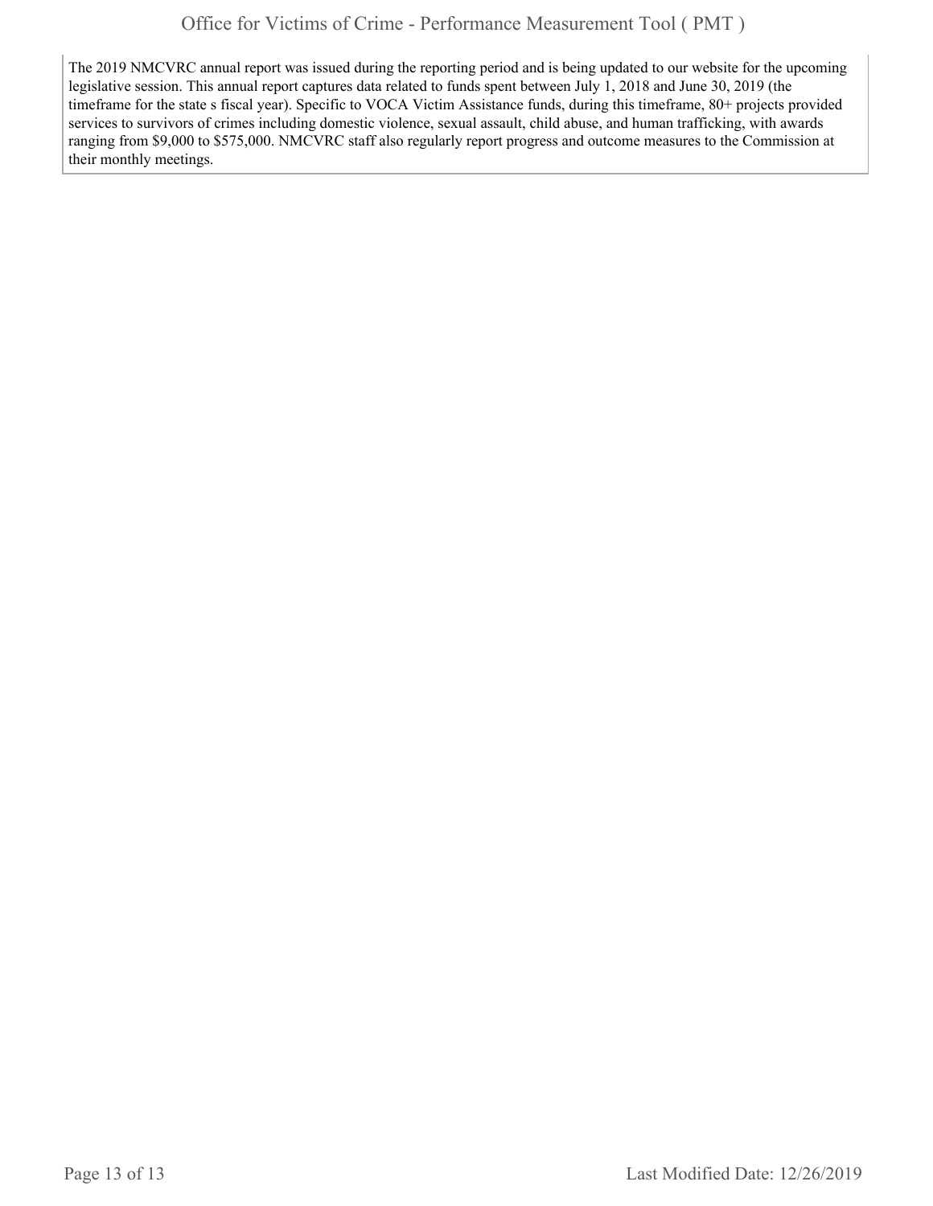The 2019 NMCVRC annual report was issued during the reporting period and is being updated to our website for the upcoming legislative session. This annual report captures data related to funds spent between July 1, 2018 and June 30, 2019 (the timeframe for the state s fiscal year). Specific to VOCA Victim Assistance funds, during this timeframe, 80+ projects provided services to survivors of crimes including domestic violence, sexual assault, child abuse, and human trafficking, with awards ranging from $9,000 to $575,000. NMCVRC staff also regularly report progress and outcome measures to the Commission at their monthly meetings.